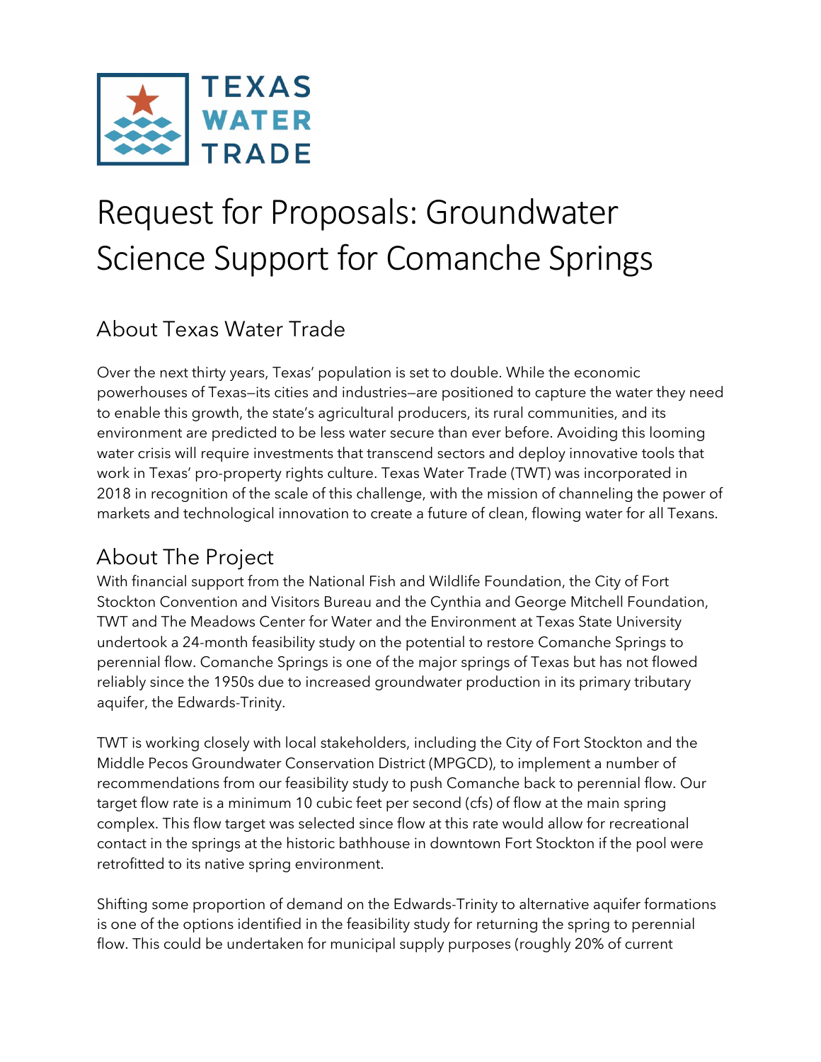TEXAS WATER TRADE

# Request for Proposals: Groundwater Science Support for Comanche Springs

## About Texas Water Trade

Over the next thirty years, Texas' population is set to double. While the economic powerhouses of Texas—its cities and industries—are positioned to capture the water they need to enable this growth, the state's agricultural producers, its rural communities, and its environment are predicted to be less water secure than ever before. Avoiding this looming water crisis will require investments that transcend sectors and deploy innovative tools that work in Texas' pro-property rights culture. Texas Water Trade (TWT) was incorporated in 2018 in recognition of the scale of this challenge, with the mission of channeling the power of markets and technological innovation to create a future of clean, flowing water for all Texans.

## About The Project

With financial support from the National Fish and Wildlife Foundation, the City of Fort Stockton Convention and Visitors Bureau and the Cynthia and George Mitchell Foundation, TWT and The Meadows Center for Water and the Environment at Texas State University undertook a 24-month feasibility study on the potential to restore Comanche Springs to perennial flow. Comanche Springs is one of the major springs of Texas but has not flowed reliably since the 1950s due to increased groundwater production in its primary tributary aquifer, the Edwards-Trinity.

TWT is working closely with local stakeholders, including the City of Fort Stockton and the Middle Pecos Groundwater Conservation District (MPGCD), to implement a number of recommendations from our feasibility study to push Comanche back to perennial flow. Our target flow rate is a minimum 10 cubic feet per second (cfs) of flow at the main spring complex. This flow target was selected since flow at this rate would allow for recreational contact in the springs at the historic bathhouse in downtown Fort Stockton if the pool were retrofitted to its native spring environment.

Shifting some proportion of demand on the Edwards-Trinity to alternative aquifer formations is one of the options identified in the feasibility study for returning the spring to perennial flow. This could be undertaken for municipal supply purposes (roughly 20% of current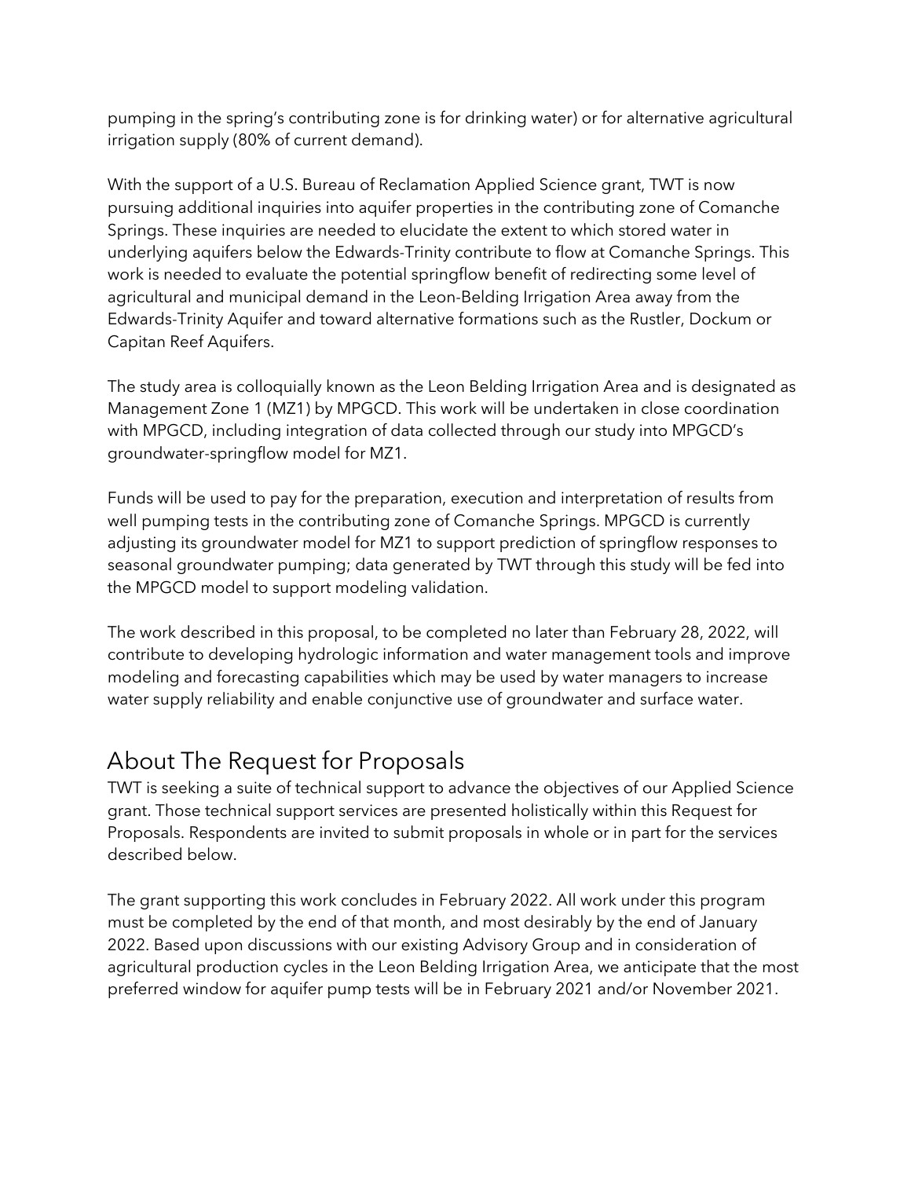pumping in the spring's contributing zone is for drinking water) or for alternative agricultural irrigation supply (80% of current demand).

With the support of a U.S. Bureau of Reclamation Applied Science grant, TWT is now pursuing additional inquiries into aquifer properties in the contributing zone of Comanche Springs. These inquiries are needed to elucidate the extent to which stored water in underlying aquifers below the Edwards-Trinity contribute to flow at Comanche Springs. This work is needed to evaluate the potential springflow benefit of redirecting some level of agricultural and municipal demand in the Leon-Belding Irrigation Area away from the Edwards-Trinity Aquifer and toward alternative formations such as the Rustler, Dockum or Capitan Reef Aquifers.

The study area is colloquially known as the Leon Belding Irrigation Area and is designated as Management Zone 1 (MZ1) by MPGCD. This work will be undertaken in close coordination with MPGCD, including integration of data collected through our study into MPGCD's groundwater-springflow model for MZ1.

Funds will be used to pay for the preparation, execution and interpretation of results from well pumping tests in the contributing zone of Comanche Springs. MPGCD is currently adjusting its groundwater model for MZ1 to support prediction of springflow responses to seasonal groundwater pumping; data generated by TWT through this study will be fed into the MPGCD model to support modeling validation.

The work described in this proposal, to be completed no later than February 28, 2022, will contribute to developing hydrologic information and water management tools and improve modeling and forecasting capabilities which may be used by water managers to increase water supply reliability and enable conjunctive use of groundwater and surface water.

## About The Request for Proposals

TWT is seeking a suite of technical support to advance the objectives of our Applied Science grant. Those technical support services are presented holistically within this Request for Proposals. Respondents are invited to submit proposals in whole or in part for the services described below.

The grant supporting this work concludes in February 2022. All work under this program must be completed by the end of that month, and most desirably by the end of January 2022. Based upon discussions with our existing Advisory Group and in consideration of agricultural production cycles in the Leon Belding Irrigation Area, we anticipate that the most preferred window for aquifer pump tests will be in February 2021 and/or November 2021.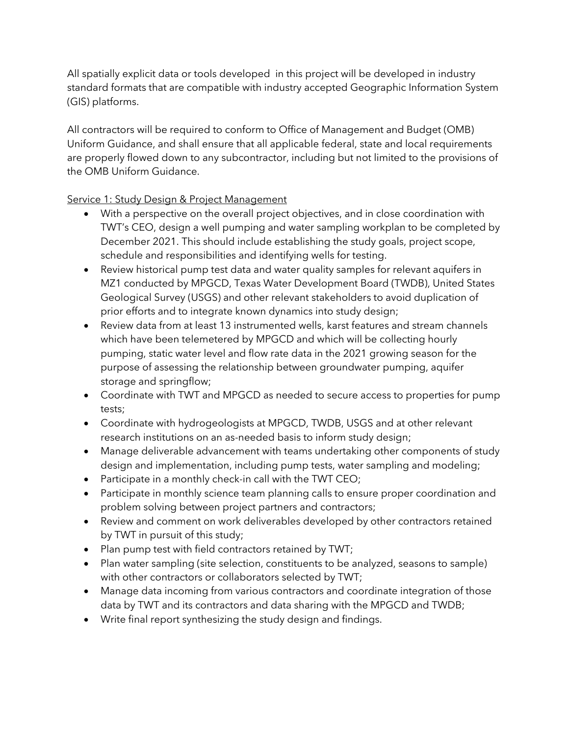All spatially explicit data or tools developed  in this project will be developed in industry standard formats that are compatible with industry accepted Geographic Information System (GIS) platforms.

All contractors will be required to conform to Office of Management and Budget (OMB) Uniform Guidance, and shall ensure that all applicable federal, state and local requirements are properly flowed down to any subcontractor, including but not limited to the provisions of the OMB Uniform Guidance.

<u>Service 1: Study Design & Project Management</u>

- With a perspective on the overall project objectives, and in close coordination with TWT's CEO, design a well pumping and water sampling workplan to be completed by December 2021. This should include establishing the study goals, project scope, schedule and responsibilities and identifying wells for testing.
- Review historical pump test data and water quality samples for relevant aquifers in MZ1 conducted by MPGCD, Texas Water Development Board (TWDB), United States Geological Survey (USGS) and other relevant stakeholders to avoid duplication of prior efforts and to integrate known dynamics into study design;
- Review data from at least 13 instrumented wells, karst features and stream channels which have been telemetered by MPGCD and which will be collecting hourly pumping, static water level and flow rate data in the 2021 growing season for the purpose of assessing the relationship between groundwater pumping, aquifer storage and springflow;
- Coordinate with TWT and MPGCD as needed to secure access to properties for pump tests;
- Coordinate with hydrogeologists at MPGCD, TWDB, USGS and at other relevant research institutions on an as-needed basis to inform study design;
- Manage deliverable advancement with teams undertaking other components of study design and implementation, including pump tests, water sampling and modeling;
- Participate in a monthly check-in call with the TWT CEO;
- Participate in monthly science team planning calls to ensure proper coordination and problem solving between project partners and contractors;
- Review and comment on work deliverables developed by other contractors retained by TWT in pursuit of this study;
- Plan pump test with field contractors retained by TWT;
- Plan water sampling (site selection, constituents to be analyzed, seasons to sample) with other contractors or collaborators selected by TWT;
- Manage data incoming from various contractors and coordinate integration of those data by TWT and its contractors and data sharing with the MPGCD and TWDB;
- Write final report synthesizing the study design and findings.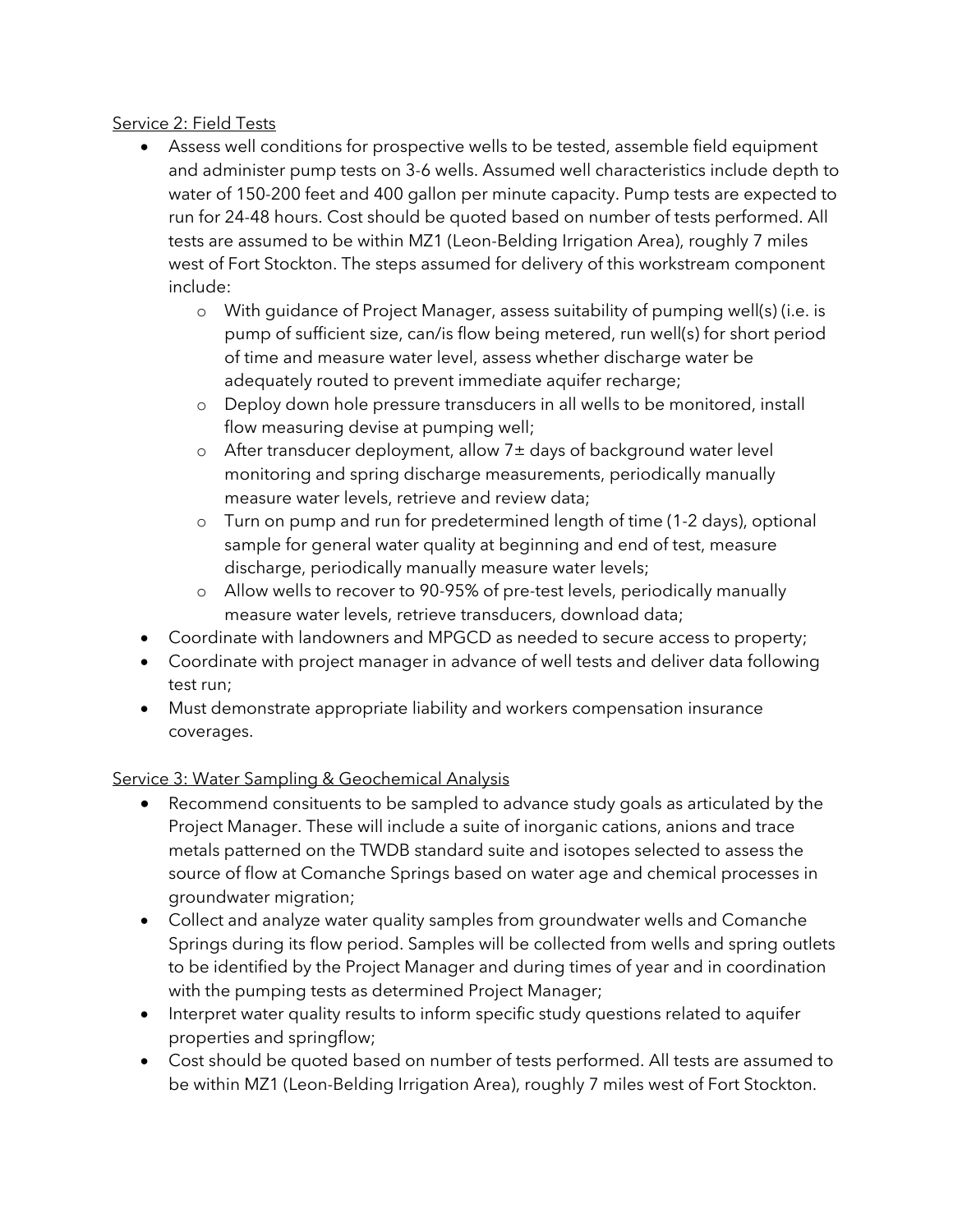Service 2: Field Tests

- Assess well conditions for prospective wells to be tested, assemble field equipment and administer pump tests on 3-6 wells. Assumed well characteristics include depth to water of 150-200 feet and 400 gallon per minute capacity. Pump tests are expected to run for 24-48 hours. Cost should be quoted based on number of tests performed. All tests are assumed to be within MZ1 (Leon-Belding Irrigation Area), roughly 7 miles west of Fort Stockton. The steps assumed for delivery of this workstream component include:
    - With guidance of Project Manager, assess suitability of pumping well(s) (i.e. is pump of sufficient size, can/is flow being metered, run well(s) for short period of time and measure water level, assess whether discharge water be adequately routed to prevent immediate aquifer recharge;
    - Deploy down hole pressure transducers in all wells to be monitored, install flow measuring devise at pumping well;
    - After transducer deployment, allow 7± days of background water level monitoring and spring discharge measurements, periodically manually measure water levels, retrieve and review data;
    - Turn on pump and run for predetermined length of time (1-2 days), optional sample for general water quality at beginning and end of test, measure discharge, periodically manually measure water levels;
    - Allow wells to recover to 90-95% of pre-test levels, periodically manually measure water levels, retrieve transducers, download data;
- Coordinate with landowners and MPGCD as needed to secure access to property;
- Coordinate with project manager in advance of well tests and deliver data following test run;
- Must demonstrate appropriate liability and workers compensation insurance coverages.

Service 3: Water Sampling & Geochemical Analysis

- Recommend consituents to be sampled to advance study goals as articulated by the Project Manager. These will include a suite of inorganic cations, anions and trace metals patterned on the TWDB standard suite and isotopes selected to assess the source of flow at Comanche Springs based on water age and chemical processes in groundwater migration;
- Collect and analyze water quality samples from groundwater wells and Comanche Springs during its flow period. Samples will be collected from wells and spring outlets to be identified by the Project Manager and during times of year and in coordination with the pumping tests as determined Project Manager;
- Interpret water quality results to inform specific study questions related to aquifer properties and springflow;
- Cost should be quoted based on number of tests performed. All tests are assumed to be within MZ1 (Leon-Belding Irrigation Area), roughly 7 miles west of Fort Stockton.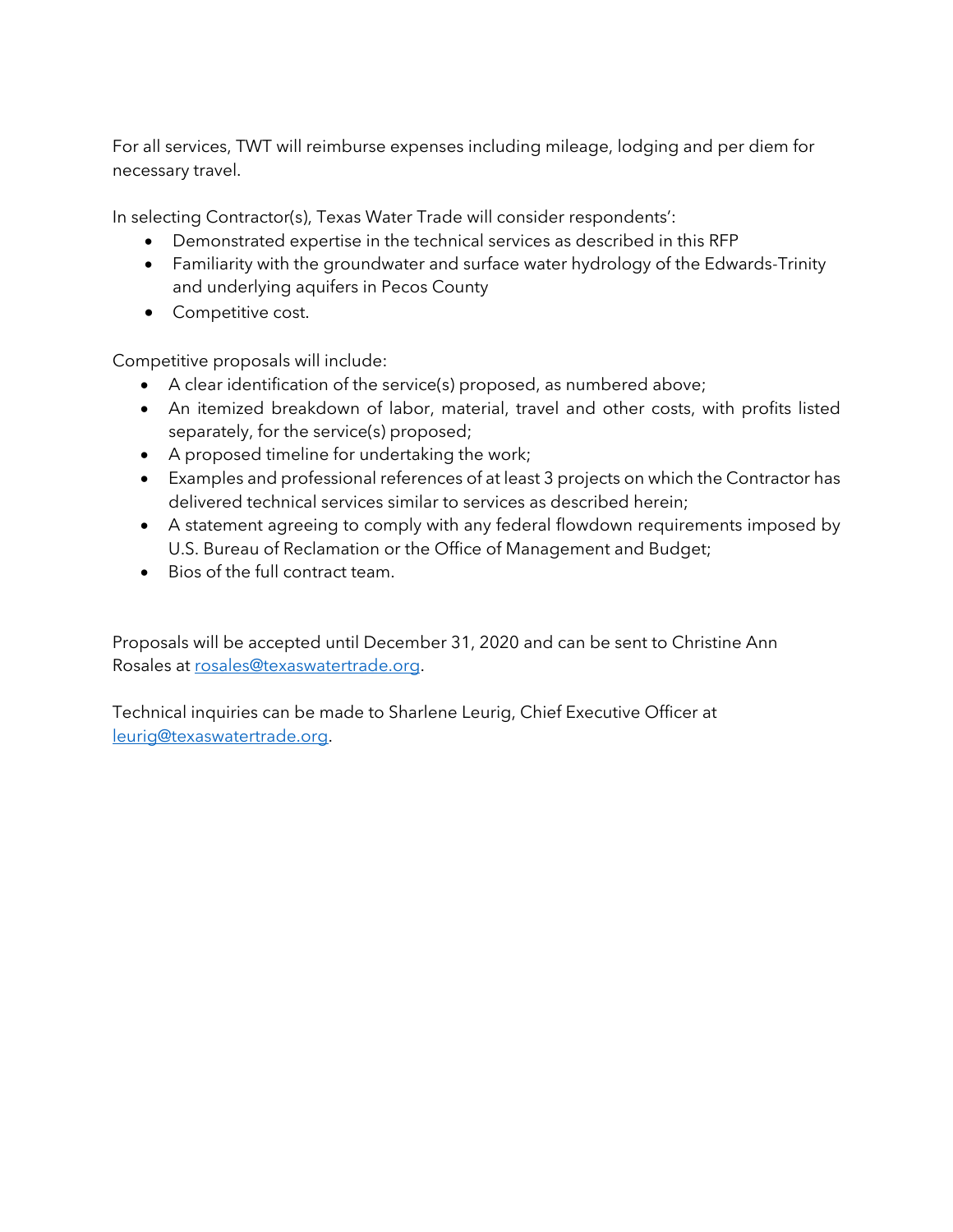For all services, TWT will reimburse expenses including mileage, lodging and per diem for necessary travel.

In selecting Contractor(s), Texas Water Trade will consider respondents':

- Demonstrated expertise in the technical services as described in this RFP
- Familiarity with the groundwater and surface water hydrology of the Edwards-Trinity and underlying aquifers in Pecos County
- Competitive cost.

Competitive proposals will include:

- A clear identification of the service(s) proposed, as numbered above;
- An itemized breakdown of labor, material, travel and other costs, with profits listed separately, for the service(s) proposed;
- A proposed timeline for undertaking the work;
- Examples and professional references of at least 3 projects on which the Contractor has delivered technical services similar to services as described herein;
- A statement agreeing to comply with any federal flowdown requirements imposed by U.S. Bureau of Reclamation or the Office of Management and Budget;
- Bios of the full contract team.

Proposals will be accepted until December 31, 2020 and can be sent to Christine Ann Rosales at rosales@texaswatertrade.org.

Technical inquiries can be made to Sharlene Leurig, Chief Executive Officer at leurig@texaswatertrade.org.